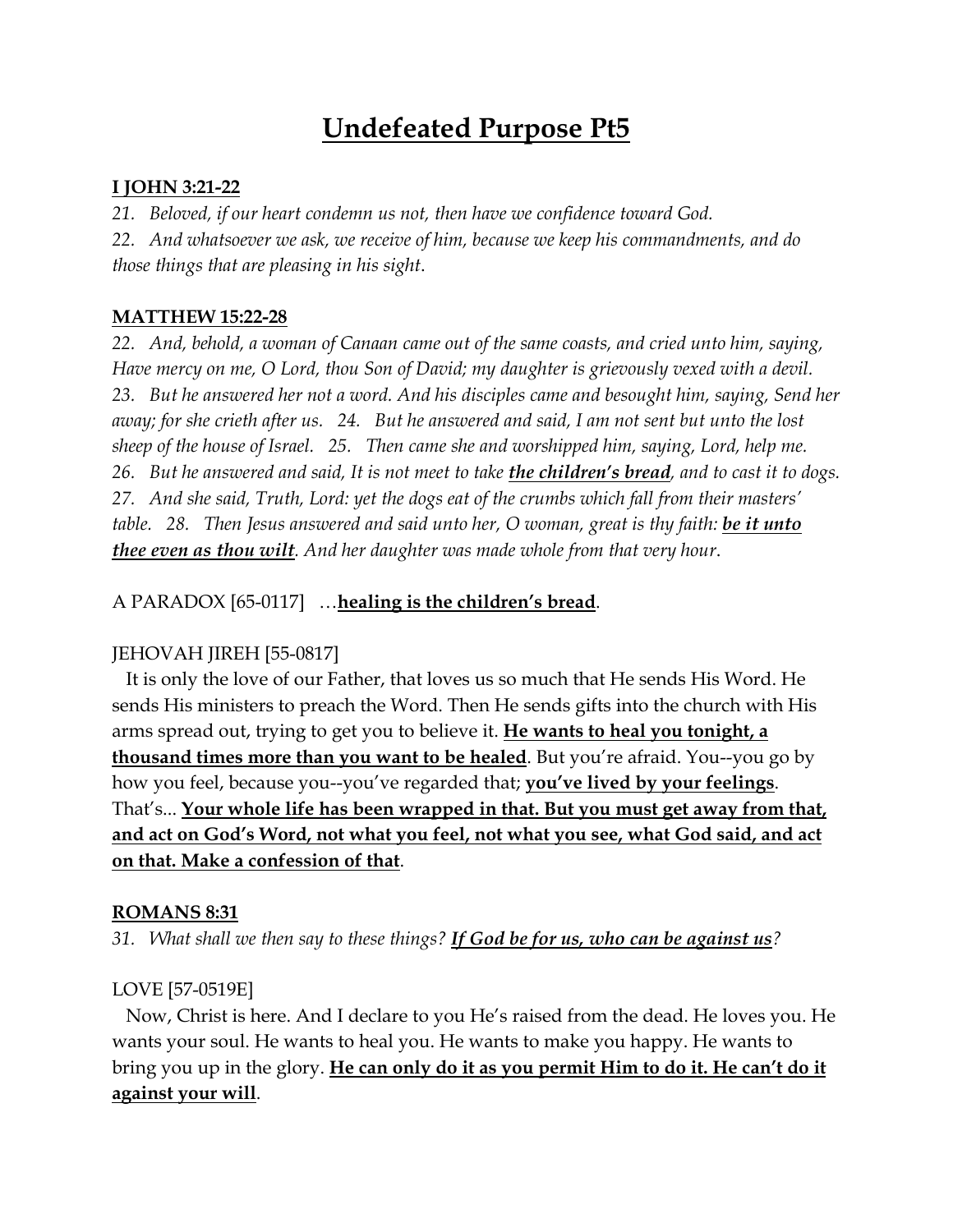# Undefeated Purpose Pt5

**I JOHN 3:21-22**

*21. Beloved, if our heart condemn us not, then have we confidence toward God.*
*22. And whatsoever we ask, we receive of him, because we keep his commandments, and do those things that are pleasing in his sight*.

**MATTHEW 15:22-28**

*22. And, behold, a woman of Canaan came out of the same coasts, and cried unto him, saying, Have mercy on me, O Lord, thou Son of David; my daughter is grievously vexed with a devil. 23. But he answered her not a word. And his disciples came and besought him, saying, Send her away; for she crieth after us. 24. But he answered and said, I am not sent but unto the lost sheep of the house of Israel. 25. Then came she and worshipped him, saying, Lord, help me. 26. But he answered and said, It is not meet to take **the children's bread**, and to cast it to dogs. 27. And she said, Truth, Lord: yet the dogs eat of the crumbs which fall from their masters' table. 28. Then Jesus answered and said unto her, O woman, great is thy faith: **be it unto thee even as thou wilt**. And her daughter was made whole from that very hour.*

A PARADOX [65-0117] …**healing is the children's bread**.

JEHOVAH JIREH [55-0817]

It is only the love of our Father, that loves us so much that He sends His Word. He sends His ministers to preach the Word. Then He sends gifts into the church with His arms spread out, trying to get you to believe it. **He wants to heal you tonight, a thousand times more than you want to be healed**. But you're afraid. You--you go by how you feel, because you--you've regarded that; **you've lived by your feelings**. That's... **Your whole life has been wrapped in that. But you must get away from that, and act on God's Word, not what you feel, not what you see, what God said, and act on that. Make a confession of that**.

**ROMANS 8:31**

*31. What shall we then say to these things? **If God be for us, who can be against us**?*

LOVE [57-0519E]

Now, Christ is here. And I declare to you He's raised from the dead. He loves you. He wants your soul. He wants to heal you. He wants to make you happy. He wants to bring you up in the glory. **He can only do it as you permit Him to do it. He can't do it against your will**.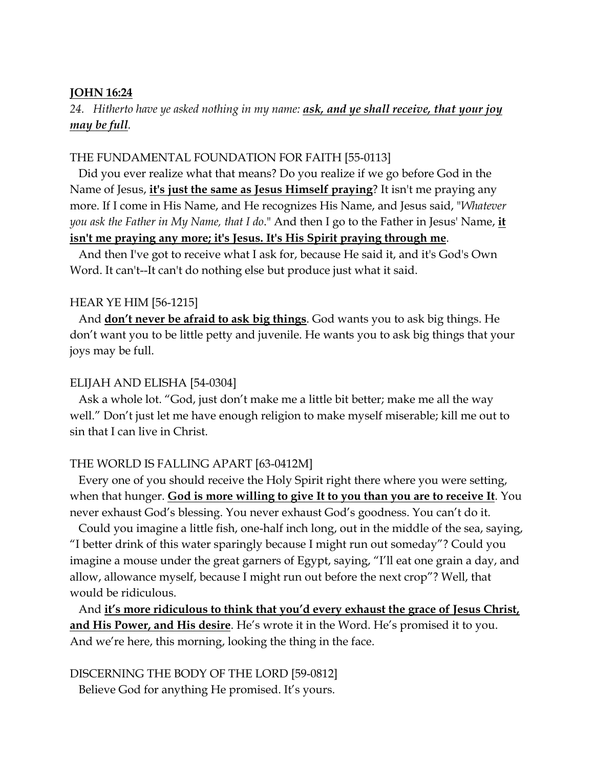**<u>JOHN 16:24</u>**

*24. Hitherto have ye asked nothing in my name:* ***<u>ask, and ye shall receive, that your joy may be full</u>****.*

THE FUNDAMENTAL FOUNDATION FOR FAITH [55-0113]

Did you ever realize what that means? Do you realize if we go before God in the Name of Jesus, **<u>it's just the same as Jesus Himself praying</u>**? It isn't me praying any more. If I come in His Name, and He recognizes His Name, and Jesus said, "*Whatever you ask the Father in My Name, that I do*." And then I go to the Father in Jesus' Name, **<u>it isn't me praying any more; it's Jesus. It's His Spirit praying through me</u>**.

And then I've got to receive what I ask for, because He said it, and it's God's Own Word. It can't--It can't do nothing else but produce just what it said.

HEAR YE HIM [56-1215]

And **<u>don't never be afraid to ask big things</u>**. God wants you to ask big things. He don't want you to be little petty and juvenile. He wants you to ask big things that your joys may be full.

ELIJAH AND ELISHA [54-0304]

Ask a whole lot. "God, just don't make me a little bit better; make me all the way well." Don't just let me have enough religion to make myself miserable; kill me out to sin that I can live in Christ.

THE WORLD IS FALLING APART [63-0412M]

Every one of you should receive the Holy Spirit right there where you were setting, when that hunger. **<u>God is more willing to give It to you than you are to receive It</u>**. You never exhaust God's blessing. You never exhaust God's goodness. You can't do it.

Could you imagine a little fish, one-half inch long, out in the middle of the sea, saying, "I better drink of this water sparingly because I might run out someday"? Could you imagine a mouse under the great garners of Egypt, saying, "I'll eat one grain a day, and allow, allowance myself, because I might run out before the next crop"? Well, that would be ridiculous.

And **<u>it's more ridiculous to think that you'd every exhaust the grace of Jesus Christ, and His Power, and His desire</u>**. He's wrote it in the Word. He's promised it to you. And we're here, this morning, looking the thing in the face.

DISCERNING THE BODY OF THE LORD [59-0812]

Believe God for anything He promised. It's yours.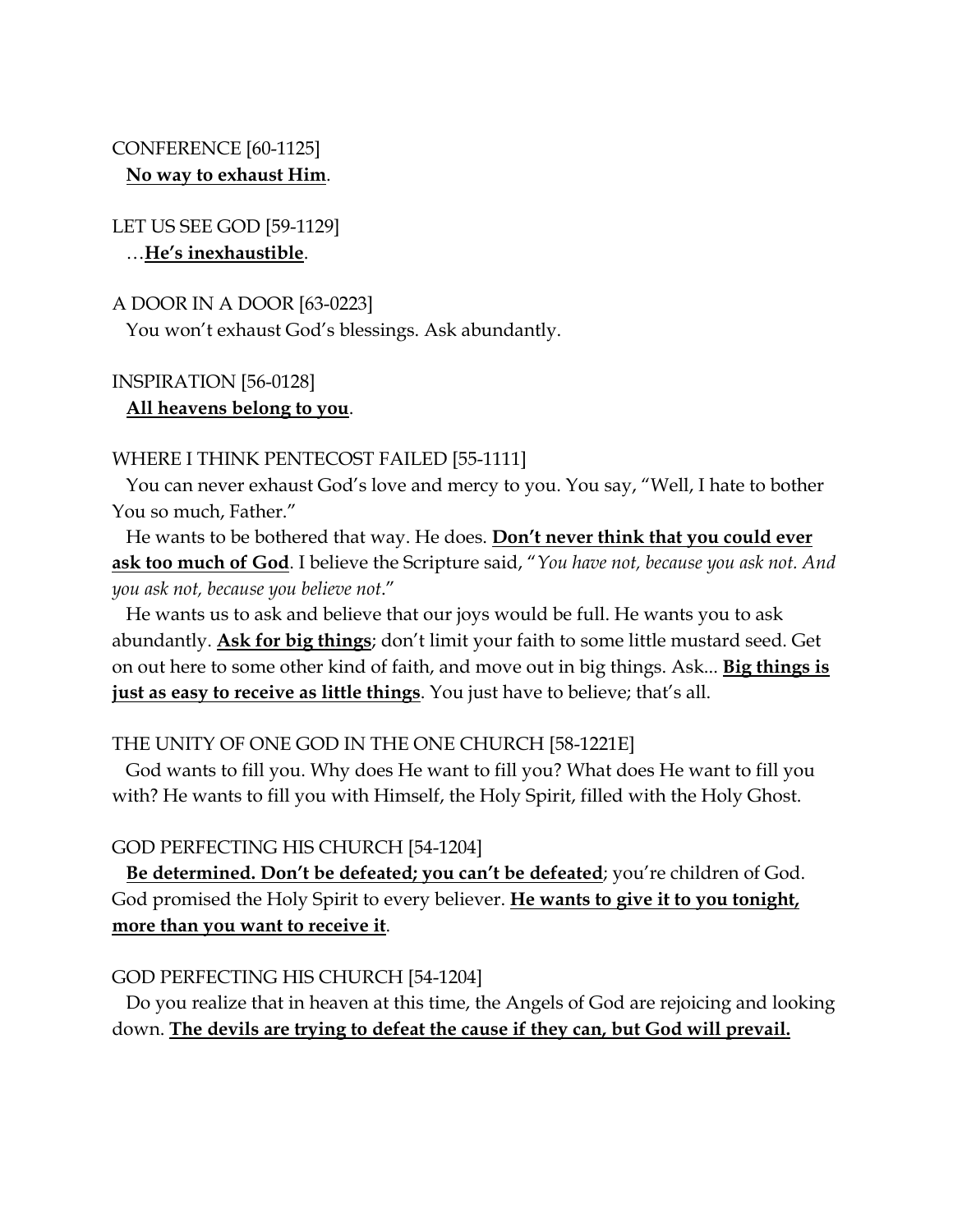CONFERENCE [60-1125]

**No way to exhaust Him**.

LET US SEE GOD [59-1129]

…**He's inexhaustible**.

A DOOR IN A DOOR [63-0223]

You won't exhaust God's blessings. Ask abundantly.

INSPIRATION [56-0128]

**All heavens belong to you**.

WHERE I THINK PENTECOST FAILED [55-1111]

You can never exhaust God's love and mercy to you. You say, "Well, I hate to bother You so much, Father."

He wants to be bothered that way. He does. **Don't never think that you could ever ask too much of God**. I believe the Scripture said, "*You have not, because you ask not. And you ask not, because you believe not*."

He wants us to ask and believe that our joys would be full. He wants you to ask abundantly. **Ask for big things**; don't limit your faith to some little mustard seed. Get on out here to some other kind of faith, and move out in big things. Ask... **Big things is just as easy to receive as little things**. You just have to believe; that's all.

THE UNITY OF ONE GOD IN THE ONE CHURCH [58-1221E]

God wants to fill you. Why does He want to fill you? What does He want to fill you with? He wants to fill you with Himself, the Holy Spirit, filled with the Holy Ghost.

GOD PERFECTING HIS CHURCH [54-1204]

**Be determined. Don't be defeated; you can't be defeated**; you're children of God. God promised the Holy Spirit to every believer. **He wants to give it to you tonight, more than you want to receive it**.

GOD PERFECTING HIS CHURCH [54-1204]

Do you realize that in heaven at this time, the Angels of God are rejoicing and looking down. **The devils are trying to defeat the cause if they can, but God will prevail.**